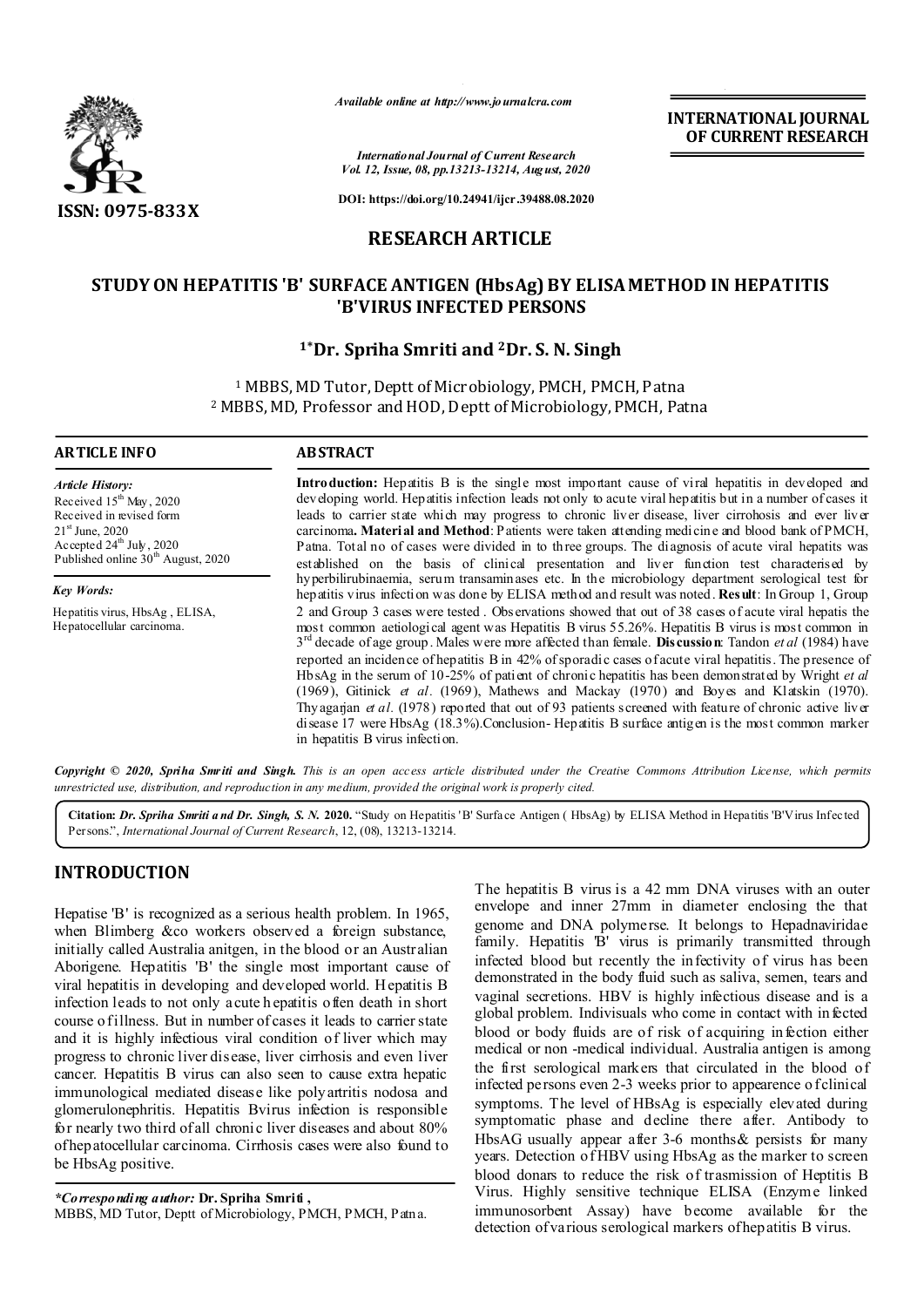ISSN: 0975-833X

*Available online at http://www.journalcra.com*

*International Journal of Current Research*
*Vol. 12, Issue, 08, pp.13213-13214, August, 2020*

**DOI: https://doi.org/10.24941/ijcr.39488.08.2020**

**INTERNATIONAL JOURNAL OF CURRENT RESEARCH**

## RESEARCH ARTICLE

# STUDY ON HEPATITIS 'B' SURFACE ANTIGEN (HbsAg) BY ELISA METHOD IN HEPATITIS 'B'VIRUS INFECTED PERSONS

**[1]*Dr. Spriha Smriti and [2]Dr. S. N. Singh**

[1] MBBS, MD Tutor, Deptt of Microbiology, PMCH, PMCH, Patna
[2] MBBS, MD, Professor and HOD, Deptt of Microbiology, PMCH, Patna

### ARTICLE INFO

*Article History:*
Received 15th May, 2020
Received in revised form
21st June, 2020
Accepted 24th July, 2020
Published online 30th August, 2020

*Key Words:*
Hepatitis virus, HbsAg , ELISA, Hepatocellular carcinoma.

### ABSTRACT

**Introduction:** Hepatitis B is the single most important cause of viral hepatitis in developed and developing world. Hepatitis infection leads not only to acute viral hepatitis but in a number of cases it leads to carrier state which may progress to chronic liver disease, liver cirrohosis and ever liver carcinoma**. Material and Method**: Patients were taken attending medicine and blood bank of PMCH, Patna. Total no of cases were divided in to three groups. The diagnosis of acute viral hepatits was established on the basis of clinical presentation and liver function test characterised by hyperbilirubinaemia, serum transaminases etc. In the microbiology department serological test for hepatitis virus infection was done by ELISA method and result was noted. **Result**: In Group 1, Group 2 and Group 3 cases were tested . Observations showed that out of 38 cases of acute viral hepatis the most common aetiological agent was Hepatitis B virus 55.26%. Hepatitis B virus is most common in 3rd decade of age group. Males were more affected than female. **Discussion**: Tandon *et al* (1984) have reported an incidence of hepatitis B in 42% of sporadic cases of acute viral hepatitis. The presence of HbsAg in the serum of 10-25% of patient of chronic hepatitis has been demonstrated by Wright *et al* (1969), Gitinick *et al*. (1969), Mathews and Mackay (1970) and Boyes and Klatskin (1970). Thyagarjan *et al*. (1978) reported that out of 93 patients screened with feature of chronic active liver disease 17 were HbsAg (18.3%).Conclusion- Hepatitis B surface antigen is the most common marker in hepatitis B virus infection.

***Copyright © 2020, Spriha Smriti and Singh.** This is an open access article distributed under the Creative Commons Attribution License, which permits unrestricted use, distribution, and reproduction in any medium, provided the original work is properly cited.*

**Citation:** *Dr. Spriha Smriti and Dr. Singh, S. N.* **2020.** "Study on Hepatitis 'B' Surface Antigen ( HbsAg) by ELISA Method in Hepatitis 'B'Virus Infected Persons.", *International Journal of Current Research*, 12, (08), 13213-13214.

## INTRODUCTION

Hepatise 'B' is recognized as a serious health problem. In 1965, when Blimberg &co workers observed a foreign substance, initially called Australia anitgen, in the blood or an Australian Aborigene. Hepatitis 'B' the single most important cause of viral hepatitis in developing and developed world. Hepatitis B infection leads to not only acute hepatitis often death in short course of illness. But in number of cases it leads to carrier state and it is highly infectious viral condition of liver which may progress to chronic liver disease, liver cirrhosis and even liver cancer. Hepatitis B virus can also seen to cause extra hepatic immunological mediated disease like polyartritis nodosa and glomerulonephritis. Hepatitis Bvirus infection is responsible for nearly two third of all chronic liver diseases and about 80% of hepatocellular carcinoma. Cirrhosis cases were also found to be HbsAg positive.

The hepatitis B virus is a 42 mm DNA viruses with an outer envelope and inner 27mm in diameter enclosing the that genome and DNA polymerse. It belongs to Hepadnaviridae family. Hepatitis 'B' virus is primarily transmitted through infected blood but recently the infectivity of virus has been demonstrated in the body fluid such as saliva, semen, tears and vaginal secretions. HBV is highly infectious disease and is a global problem. Indivisuals who come in contact with infected blood or body fluids are of risk of acquiring infection either medical or non -medical individual. Australia antigen is among the first serological markers that circulated in the blood of infected persons even 2-3 weeks prior to appearence of clinical symptoms. The level of HBsAg is especially elevated during symptomatic phase and decline there after. Antibody to HbsAG usually appear after 3-6 months& persists for many years. Detection of HBV using HbsAg as the marker to screen blood donars to reduce the risk of transmission of Heptitis B Virus. Highly sensitive technique ELISA (Enzyme linked immunosorbent Assay) have become available for the detection of various serological markers of hepatitis B virus.

***Corresponding author:** **Dr. Spriha Smriti ,**
MBBS, MD Tutor, Deptt of Microbiology, PMCH, PMCH, Patna.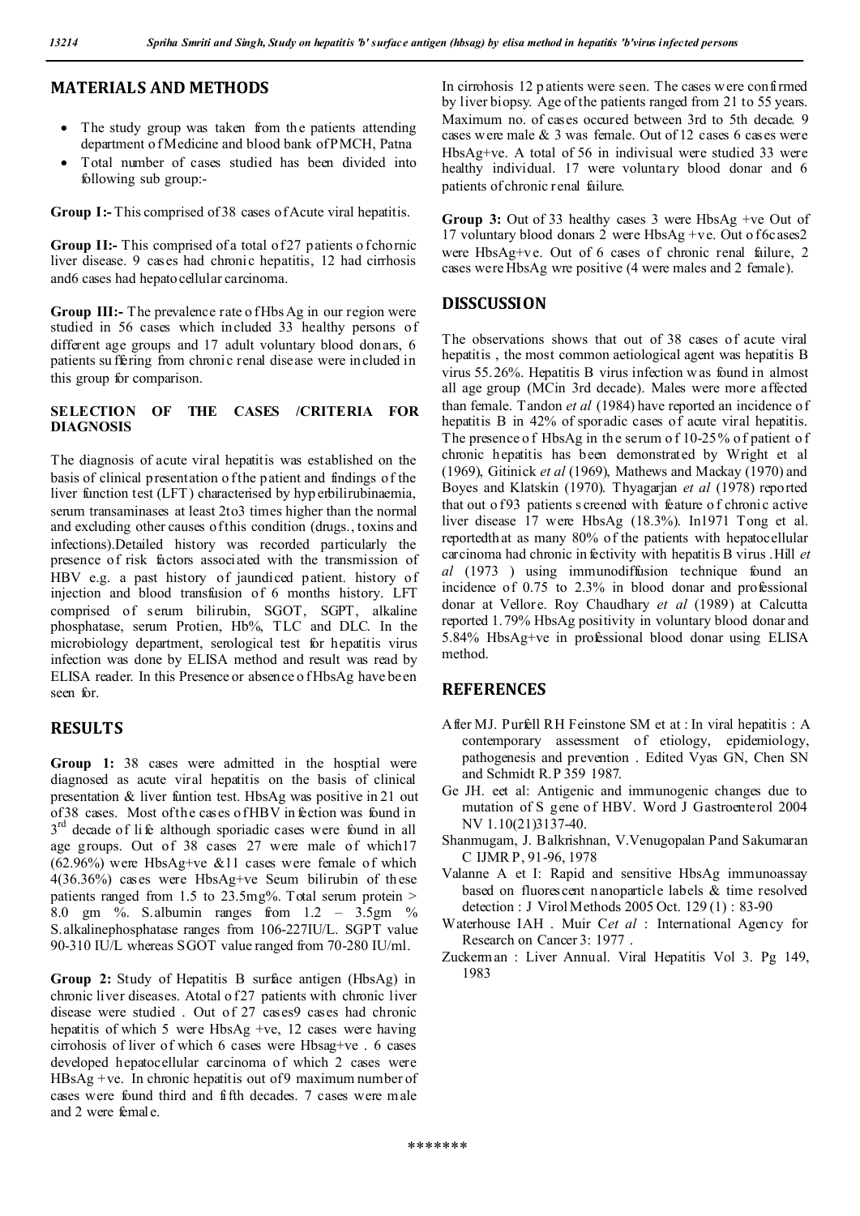## MATERIALS AND METHODS

- The study group was taken from the patients attending department of Medicine and blood bank of PMCH, Patna
- Total number of cases studied has been divided into following sub group:-

**Group I:-** This comprised of 38 cases of Acute viral hepatitis.

**Group II:-** This comprised of a total of 27 patients of chornic liver disease. 9 cases had chronic hepatitis, 12 had cirrhosis and6 cases had hepatocellular carcinoma.

**Group III:-** The prevalence rate of HbsAg in our region were studied in 56 cases which included 33 healthy persons of different age groups and 17 adult voluntary blood donars, 6 patients suffering from chronic renal disease were included in this group for comparison.

### SELECTION OF THE CASES /CRITERIA FOR DIAGNOSIS

The diagnosis of acute viral hepatitis was established on the basis of clinical presentation of the patient and findings of the liver function test (LFT) characterised by hyperbilirubinaemia, serum transaminases at least 2to3 times higher than the normal and excluding other causes of this condition (drugs., toxins and infections).Detailed history was recorded particularly the presence of risk factors associated with the transmission of HBV e.g. a past history of jaundiced patient. history of injection and blood transfusion of 6 months history. LFT comprised of serum bilirubin, SGOT, SGPT, alkaline phosphatase, serum Protien, Hb%, TLC and DLC. In the microbiology department, serological test for hepatitis virus infection was done by ELISA method and result was read by ELISA reader. In this Presence or absence of HbsAg have been seen for.

## RESULTS

**Group 1:** 38 cases were admitted in the hosptial were diagnosed as acute viral hepatitis on the basis of clinical presentation & liver funtion test. HbsAg was positive in 21 out of 38 cases. Most of the cases of HBV infection was found in $3^{rd}$ decade of life although sporiadic cases were found in all age groups. Out of 38 cases 27 were male of which17 (62.96%) were HbsAg+ve &11 cases were female of which 4(36.36%) cases were HbsAg+ve Seum bilirubin of these patients ranged from 1.5 to 23.5mg%. Total serum protein > 8.0 gm %. S.albumin ranges from 1.2 – 3.5gm % S.alkalinephosphatase ranges from 106-227IU/L. SGPT value 90-310 IU/L whereas SGOT value ranged from 70-280 IU/ml.

**Group 2:** Study of Hepatitis B surface antigen (HbsAg) in chronic liver diseases. Atotal of 27 patients with chronic liver disease were studied . Out of 27 cases9 cases had chronic hepatitis of which 5 were HbsAg +ve, 12 cases were having cirrohosis of liver of which 6 cases were Hbsag+ve . 6 cases developed hepatocellular carcinoma of which 2 cases were HBsAg +ve. In chronic hepatitis out of9 maximum number of cases were found third and fifth decades. 7 cases were male and 2 were female.

In cirrohosis 12 patients were seen. The cases were confirmed by liver biopsy. Age of the patients ranged from 21 to 55 years. Maximum no. of cases occured between 3rd to 5th decade. 9 cases were male & 3 was female. Out of 12 cases 6 cases were HbsAg+ve. A total of 56 in indivisual were studied 33 were healthy individual. 17 were voluntary blood donar and 6 patients of chronic renal failure.

**Group 3:** Out of 33 healthy cases 3 were HbsAg +ve Out of 17 voluntary blood donars 2 were HbsAg +ve. Out of 6cases2 were HbsAg+ve. Out of 6 cases of chronic renal failure, 2 cases were HbsAg wre positive (4 were males and 2 female).

## DISSCUSSION

The observations shows that out of 38 cases of acute viral hepatitis , the most common aetiological agent was hepatitis B virus 55.26%. Hepatitis B virus infection was found in almost all age group (MCin 3rd decade). Males were more affected than female. Tandon *et al* (1984) have reported an incidence of hepatitis B in 42% of sporadic cases of acute viral hepatitis. The presence of HbsAg in the serum of 10-25% of patient of chronic hepatitis has been demonstrated by Wright et al (1969), Gitinick *et al* (1969), Mathews and Mackay (1970) and Boyes and Klatskin (1970). Thyagarjan *et al* (1978) reported that out of 93 patients screened with feature of chronic active liver disease 17 were HbsAg (18.3%). In1971 Tong et al. reportedthat as many 80% of the patients with hepatocellular carcinoma had chronic infectivity with hepatitis B virus .Hill *et al* (1973 ) using immunodiffusion technique found an incidence of 0.75 to 2.3% in blood donar and professional donar at Vellore. Roy Chaudhary *et al* (1989) at Calcutta reported 1.79% HbsAg positivity in voluntary blood donar and 5.84% HbsAg+ve in professional blood donar using ELISA method.

## REFERENCES

- After MJ. Purfell RH Feinstone SM et at : In viral hepatitis : A contemporary assessment of etiology, epidemiology, pathogenesis and prevention . Edited Vyas GN, Chen SN and Schmidt R.P 359 1987.
- Ge JH. eet al: Antigenic and immunogenic changes due to mutation of S gene of HBV. Word J Gastroenterol 2004 NV 1.10(21)3137-40.
- Shanmugam, J. Balkrishnan, V.Venugopalan Pand Sakumaran C IJMRP, 91-96, 1978
- Valanne A et I: Rapid and sensitive HbsAg immunoassay based on fluorescent nanoparticle labels & time resolved detection : J Virol Methods 2005 Oct. 129 (1) : 83-90
- Waterhouse IAH . Muir C*et al* : International Agency for Research on Cancer 3: 1977 .
- Zuckerman : Liver Annual. Viral Hepatitis Vol 3. Pg 149, 1983

\*\*\*\*\*\*\*